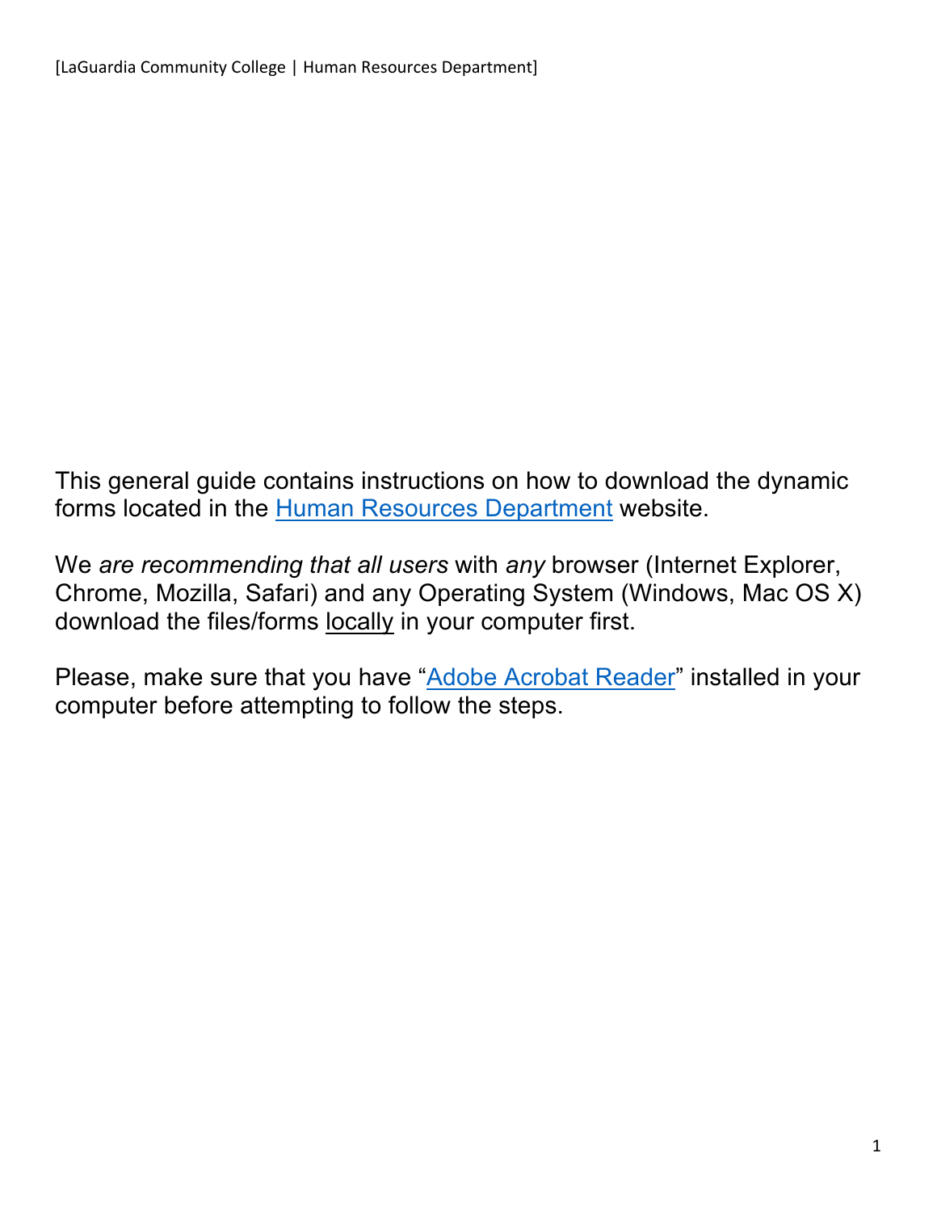This general guide contains instructions on how to download the dynamic forms located in the Human Resources Department website.

We *are recommending that all users* with *any* browser (Internet Explorer, Chrome, Mozilla, Safari) and any Operating System (Windows, Mac OS X) download the files/forms locally in your computer first.

Please, make sure that you have "Adobe Acrobat Reader" installed in your computer before attempting to follow the steps.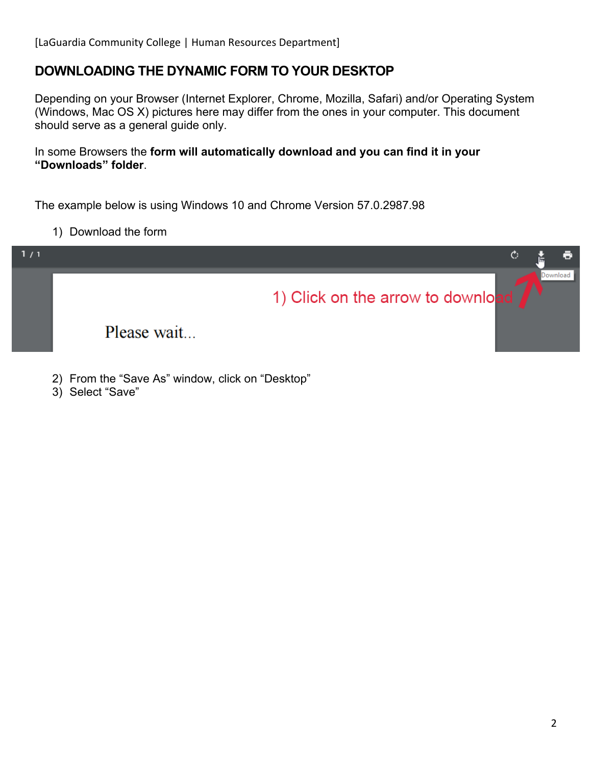## DOWNLOADING THE DYNAMIC FORM TO YOUR DESKTOP

Depending on your Browser (Internet Explorer, Chrome, Mozilla, Safari) and/or Operating System (Windows, Mac OS X) pictures here may differ from the ones in your computer. This document should serve as a general guide only.

In some Browsers the **form will automatically download and you can find it in your “Downloads” folder**.

The example below is using Windows 10 and Chrome Version 57.0.2987.98

1) Download the form

2) From the “Save As” window, click on “Desktop”
3) Select “Save”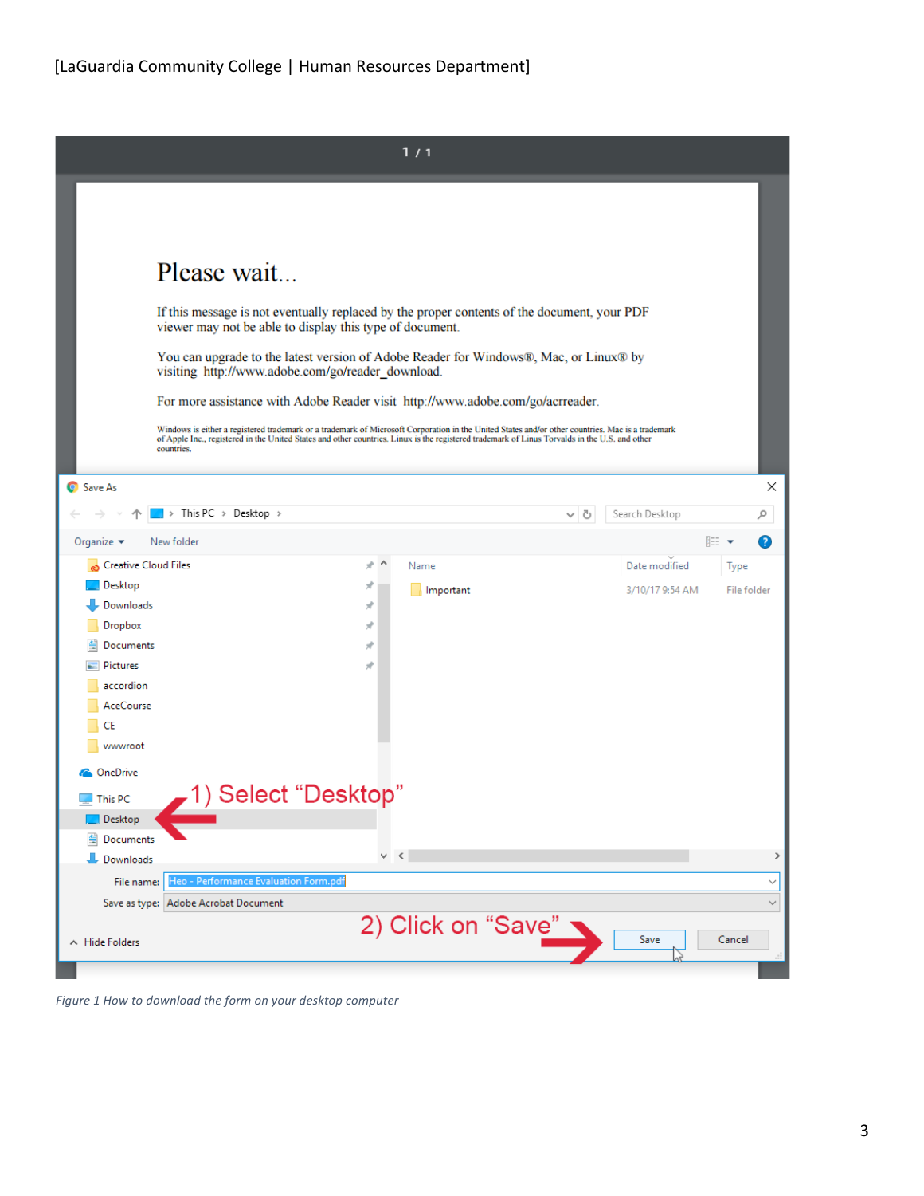*Figure 1 How to download the form on your desktop computer*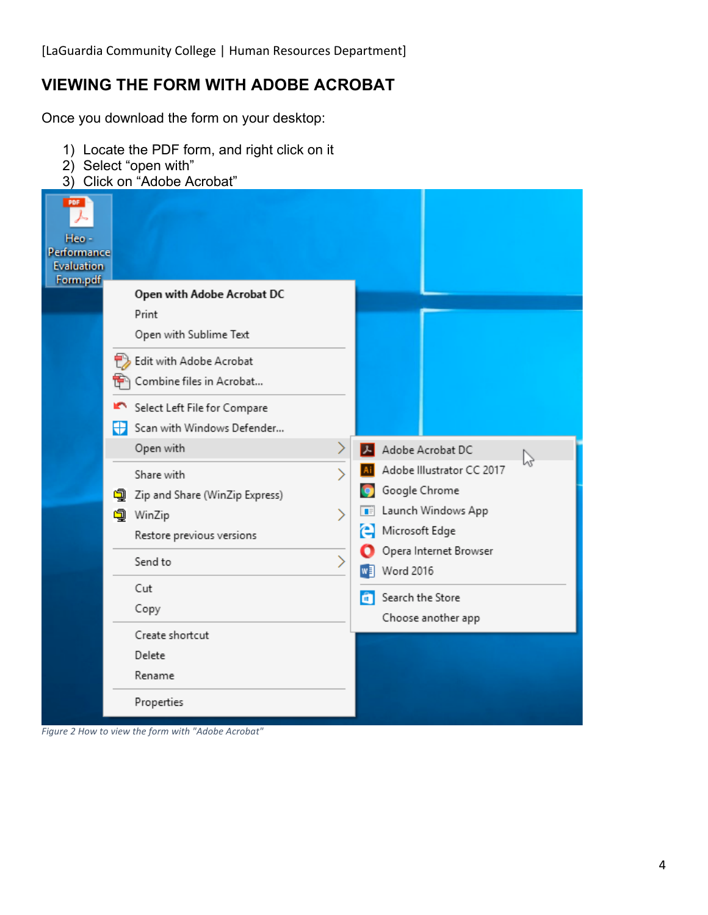# VIEWING THE FORM WITH ADOBE ACROBAT

Once you download the form on your desktop:

1) Locate the PDF form, and right click on it
2) Select "open with"
3) Click on "Adobe Acrobat"

*Figure 2 How to view the form with "Adobe Acrobat"*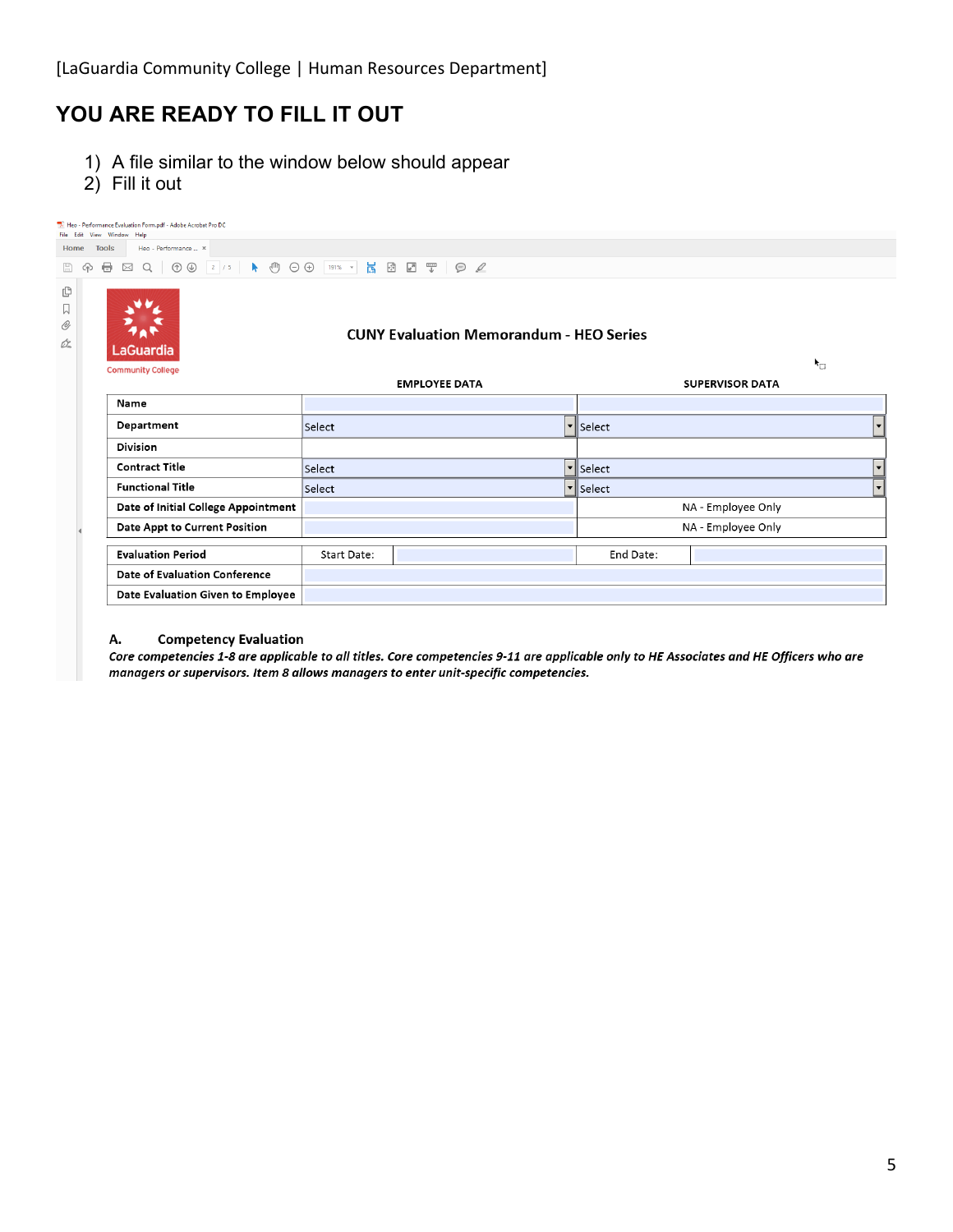[LaGuardia Community College | Human Resources Department]

# YOU ARE READY TO FILL IT OUT

1) A file similar to the window below should appear
2) Fill it out

Heo - Performance Evaluation Form.pdf - Adobe Acrobat Pro DC

File Edit View Window Help

Home Tools Heo - Performance ... ×

LaGuardia Community College

**CUNY Evaluation Memorandum - HEO Series**

| | EMPLOYEE DATA | SUPERVISOR DATA |
|---|---|---|
| **Name** | | |
| **Department** | Select | Select |
| **Division** | | |
| **Contract Title** | Select | Select |
| **Functional Title** | Select | Select |
| **Date of Initial College Appointment** | | NA - Employee Only |
| **Date Appt to Current Position** | | NA - Employee Only |

| | | | | |
|---|---|---|---|---|
| **Evaluation Period** | Start Date: | | End Date: | |
| **Date of Evaluation Conference** | | | | |
| **Date Evaluation Given to Employee** | | | | |

**A. Competency Evaluation**

***Core competencies 1-8 are applicable to all titles. Core competencies 9-11 are applicable only to HE Associates and HE Officers who are managers or supervisors. Item 8 allows managers to enter unit-specific competencies.***